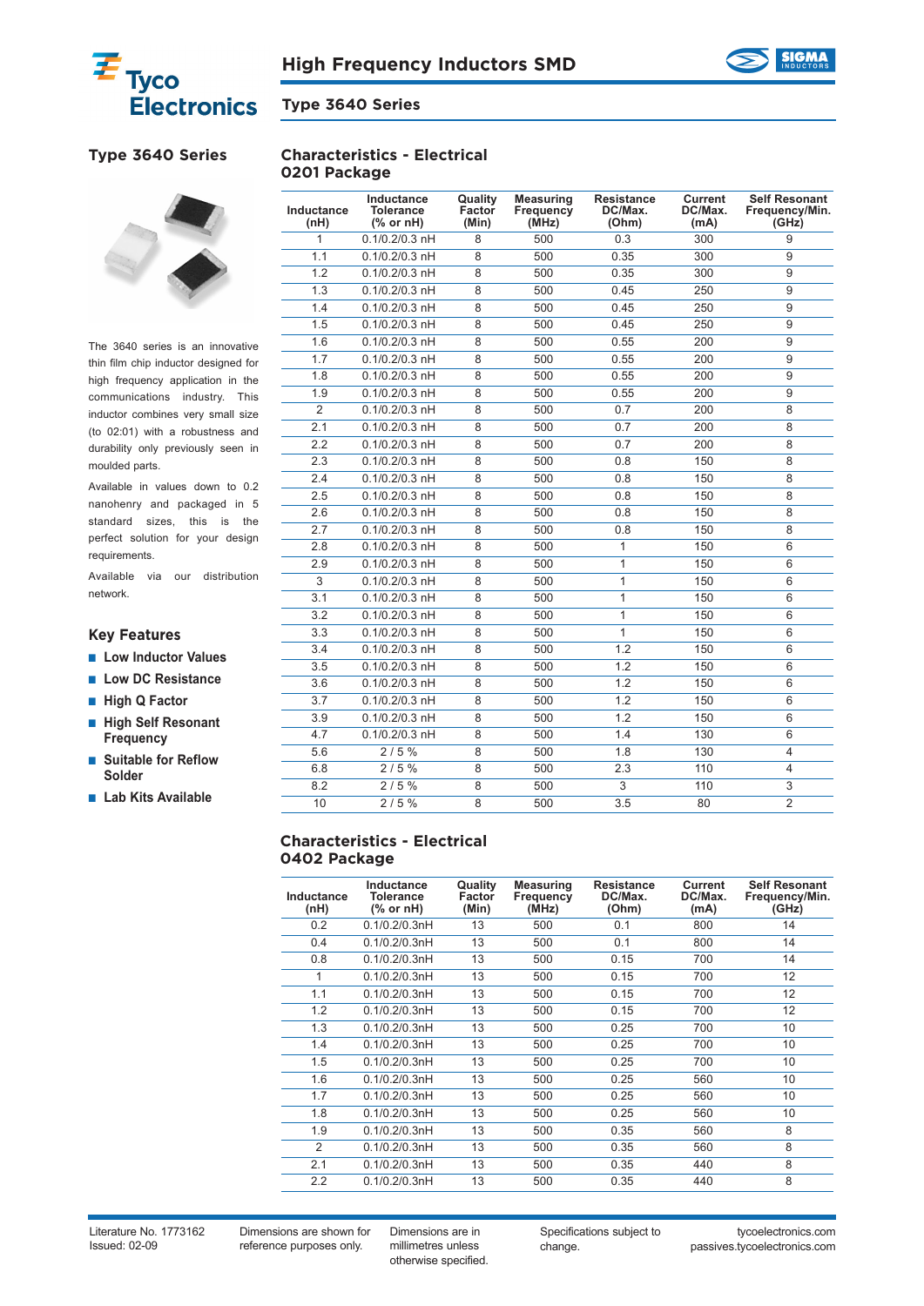# High Frequency Inductors SMD

## Type 3640 Series

### Type 3640 Series

The 3640 series is an innovative thin film chip inductor designed for high frequency application in the communications industry. This inductor combines very small size (to 02:01) with a robustness and durability only previously seen in moulded parts.

Available in values down to 0.2 nanohenry and packaged in 5 standard sizes, this is the perfect solution for your design requirements.

Available via our distribution network.

### Key Features

- Low Inductor Values
- Low DC Resistance
- High Q Factor
- High Self Resonant Frequency
- Suitable for Reflow Solder
- Lab Kits Available

### Characteristics - Electrical 0201 Package

| Inductance (nH) | Inductance Tolerance (% or nH) | Quality Factor (Min) | Measuring Frequency (MHz) | Resistance DC/Max. (Ohm) | Current DC/Max. (mA) | Self Resonant Frequency/Min. (GHz) |
|---|---|---|---|---|---|---|
| 1 | 0.1/0.2/0.3 nH | 8 | 500 | 0.3 | 300 | 9 |
| 1.1 | 0.1/0.2/0.3 nH | 8 | 500 | 0.35 | 300 | 9 |
| 1.2 | 0.1/0.2/0.3 nH | 8 | 500 | 0.35 | 300 | 9 |
| 1.3 | 0.1/0.2/0.3 nH | 8 | 500 | 0.45 | 250 | 9 |
| 1.4 | 0.1/0.2/0.3 nH | 8 | 500 | 0.45 | 250 | 9 |
| 1.5 | 0.1/0.2/0.3 nH | 8 | 500 | 0.45 | 250 | 9 |
| 1.6 | 0.1/0.2/0.3 nH | 8 | 500 | 0.55 | 200 | 9 |
| 1.7 | 0.1/0.2/0.3 nH | 8 | 500 | 0.55 | 200 | 9 |
| 1.8 | 0.1/0.2/0.3 nH | 8 | 500 | 0.55 | 200 | 9 |
| 1.9 | 0.1/0.2/0.3 nH | 8 | 500 | 0.55 | 200 | 9 |
| 2 | 0.1/0.2/0.3 nH | 8 | 500 | 0.7 | 200 | 8 |
| 2.1 | 0.1/0.2/0.3 nH | 8 | 500 | 0.7 | 200 | 8 |
| 2.2 | 0.1/0.2/0.3 nH | 8 | 500 | 0.7 | 200 | 8 |
| 2.3 | 0.1/0.2/0.3 nH | 8 | 500 | 0.8 | 150 | 8 |
| 2.4 | 0.1/0.2/0.3 nH | 8 | 500 | 0.8 | 150 | 8 |
| 2.5 | 0.1/0.2/0.3 nH | 8 | 500 | 0.8 | 150 | 8 |
| 2.6 | 0.1/0.2/0.3 nH | 8 | 500 | 0.8 | 150 | 8 |
| 2.7 | 0.1/0.2/0.3 nH | 8 | 500 | 0.8 | 150 | 8 |
| 2.8 | 0.1/0.2/0.3 nH | 8 | 500 | 1 | 150 | 6 |
| 2.9 | 0.1/0.2/0.3 nH | 8 | 500 | 1 | 150 | 6 |
| 3 | 0.1/0.2/0.3 nH | 8 | 500 | 1 | 150 | 6 |
| 3.1 | 0.1/0.2/0.3 nH | 8 | 500 | 1 | 150 | 6 |
| 3.2 | 0.1/0.2/0.3 nH | 8 | 500 | 1 | 150 | 6 |
| 3.3 | 0.1/0.2/0.3 nH | 8 | 500 | 1 | 150 | 6 |
| 3.4 | 0.1/0.2/0.3 nH | 8 | 500 | 1.2 | 150 | 6 |
| 3.5 | 0.1/0.2/0.3 nH | 8 | 500 | 1.2 | 150 | 6 |
| 3.6 | 0.1/0.2/0.3 nH | 8 | 500 | 1.2 | 150 | 6 |
| 3.7 | 0.1/0.2/0.3 nH | 8 | 500 | 1.2 | 150 | 6 |
| 3.9 | 0.1/0.2/0.3 nH | 8 | 500 | 1.2 | 150 | 6 |
| 4.7 | 0.1/0.2/0.3 nH | 8 | 500 | 1.4 | 130 | 6 |
| 5.6 | 2 / 5 % | 8 | 500 | 1.8 | 130 | 4 |
| 6.8 | 2 / 5 % | 8 | 500 | 2.3 | 110 | 4 |
| 8.2 | 2 / 5 % | 8 | 500 | 3 | 110 | 3 |
| 10 | 2 / 5 % | 8 | 500 | 3.5 | 80 | 2 |

### Characteristics - Electrical 0402 Package

| Inductance (nH) | Inductance Tolerance (% or nH) | Quality Factor (Min) | Measuring Frequency (MHz) | Resistance DC/Max. (Ohm) | Current DC/Max. (mA) | Self Resonant Frequency/Min. (GHz) |
|---|---|---|---|---|---|---|
| 0.2 | 0.1/0.2/0.3nH | 13 | 500 | 0.1 | 800 | 14 |
| 0.4 | 0.1/0.2/0.3nH | 13 | 500 | 0.1 | 800 | 14 |
| 0.8 | 0.1/0.2/0.3nH | 13 | 500 | 0.15 | 700 | 14 |
| 1 | 0.1/0.2/0.3nH | 13 | 500 | 0.15 | 700 | 12 |
| 1.1 | 0.1/0.2/0.3nH | 13 | 500 | 0.15 | 700 | 12 |
| 1.2 | 0.1/0.2/0.3nH | 13 | 500 | 0.15 | 700 | 12 |
| 1.3 | 0.1/0.2/0.3nH | 13 | 500 | 0.25 | 700 | 10 |
| 1.4 | 0.1/0.2/0.3nH | 13 | 500 | 0.25 | 700 | 10 |
| 1.5 | 0.1/0.2/0.3nH | 13 | 500 | 0.25 | 700 | 10 |
| 1.6 | 0.1/0.2/0.3nH | 13 | 500 | 0.25 | 560 | 10 |
| 1.7 | 0.1/0.2/0.3nH | 13 | 500 | 0.25 | 560 | 10 |
| 1.8 | 0.1/0.2/0.3nH | 13 | 500 | 0.25 | 560 | 10 |
| 1.9 | 0.1/0.2/0.3nH | 13 | 500 | 0.35 | 560 | 8 |
| 2 | 0.1/0.2/0.3nH | 13 | 500 | 0.35 | 560 | 8 |
| 2.1 | 0.1/0.2/0.3nH | 13 | 500 | 0.35 | 440 | 8 |
| 2.2 | 0.1/0.2/0.3nH | 13 | 500 | 0.35 | 440 | 8 |

Literature No. 1773162
Issued: 02-09

Dimensions are shown for reference purposes only.

Dimensions are in millimetres unless otherwise specified.

Specifications subject to change.

tycoelectronics.com
passives.tycoelectronics.com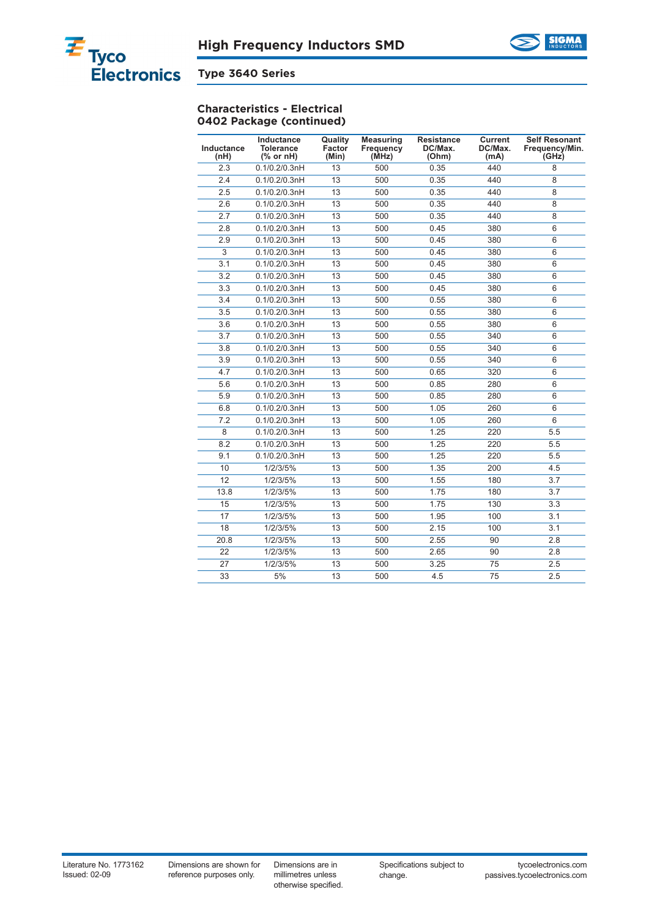# High Frequency Inductors SMD

## Type 3640 Series

### Characteristics - Electrical
### 0402 Package (continued)

| Inductance (nH) | Inductance Tolerance (% or nH) | Quality Factor (Min) | Measuring Frequency (MHz) | Resistance DC/Max. (Ohm) | Current DC/Max. (mA) | Self Resonant Frequency/Min. (GHz) |
|---|---|---|---|---|---|---|
| 2.3 | 0.1/0.2/0.3nH | 13 | 500 | 0.35 | 440 | 8 |
| 2.4 | 0.1/0.2/0.3nH | 13 | 500 | 0.35 | 440 | 8 |
| 2.5 | 0.1/0.2/0.3nH | 13 | 500 | 0.35 | 440 | 8 |
| 2.6 | 0.1/0.2/0.3nH | 13 | 500 | 0.35 | 440 | 8 |
| 2.7 | 0.1/0.2/0.3nH | 13 | 500 | 0.35 | 440 | 8 |
| 2.8 | 0.1/0.2/0.3nH | 13 | 500 | 0.45 | 380 | 6 |
| 2.9 | 0.1/0.2/0.3nH | 13 | 500 | 0.45 | 380 | 6 |
| 3 | 0.1/0.2/0.3nH | 13 | 500 | 0.45 | 380 | 6 |
| 3.1 | 0.1/0.2/0.3nH | 13 | 500 | 0.45 | 380 | 6 |
| 3.2 | 0.1/0.2/0.3nH | 13 | 500 | 0.45 | 380 | 6 |
| 3.3 | 0.1/0.2/0.3nH | 13 | 500 | 0.45 | 380 | 6 |
| 3.4 | 0.1/0.2/0.3nH | 13 | 500 | 0.55 | 380 | 6 |
| 3.5 | 0.1/0.2/0.3nH | 13 | 500 | 0.55 | 380 | 6 |
| 3.6 | 0.1/0.2/0.3nH | 13 | 500 | 0.55 | 380 | 6 |
| 3.7 | 0.1/0.2/0.3nH | 13 | 500 | 0.55 | 340 | 6 |
| 3.8 | 0.1/0.2/0.3nH | 13 | 500 | 0.55 | 340 | 6 |
| 3.9 | 0.1/0.2/0.3nH | 13 | 500 | 0.55 | 340 | 6 |
| 4.7 | 0.1/0.2/0.3nH | 13 | 500 | 0.65 | 320 | 6 |
| 5.6 | 0.1/0.2/0.3nH | 13 | 500 | 0.85 | 280 | 6 |
| 5.9 | 0.1/0.2/0.3nH | 13 | 500 | 0.85 | 280 | 6 |
| 6.8 | 0.1/0.2/0.3nH | 13 | 500 | 1.05 | 260 | 6 |
| 7.2 | 0.1/0.2/0.3nH | 13 | 500 | 1.05 | 260 | 6 |
| 8 | 0.1/0.2/0.3nH | 13 | 500 | 1.25 | 220 | 5.5 |
| 8.2 | 0.1/0.2/0.3nH | 13 | 500 | 1.25 | 220 | 5.5 |
| 9.1 | 0.1/0.2/0.3nH | 13 | 500 | 1.25 | 220 | 5.5 |
| 10 | 1/2/3/5% | 13 | 500 | 1.35 | 200 | 4.5 |
| 12 | 1/2/3/5% | 13 | 500 | 1.55 | 180 | 3.7 |
| 13.8 | 1/2/3/5% | 13 | 500 | 1.75 | 180 | 3.7 |
| 15 | 1/2/3/5% | 13 | 500 | 1.75 | 130 | 3.3 |
| 17 | 1/2/3/5% | 13 | 500 | 1.95 | 100 | 3.1 |
| 18 | 1/2/3/5% | 13 | 500 | 2.15 | 100 | 3.1 |
| 20.8 | 1/2/3/5% | 13 | 500 | 2.55 | 90 | 2.8 |
| 22 | 1/2/3/5% | 13 | 500 | 2.65 | 90 | 2.8 |
| 27 | 1/2/3/5% | 13 | 500 | 3.25 | 75 | 2.5 |
| 33 | 5% | 13 | 500 | 4.5 | 75 | 2.5 |

Literature No. 1773162
Issued: 02-09

Dimensions are shown for reference purposes only.

Dimensions are in millimetres unless otherwise specified.

Specifications subject to change.

tycoelectronics.com
passives.tycoelectronics.com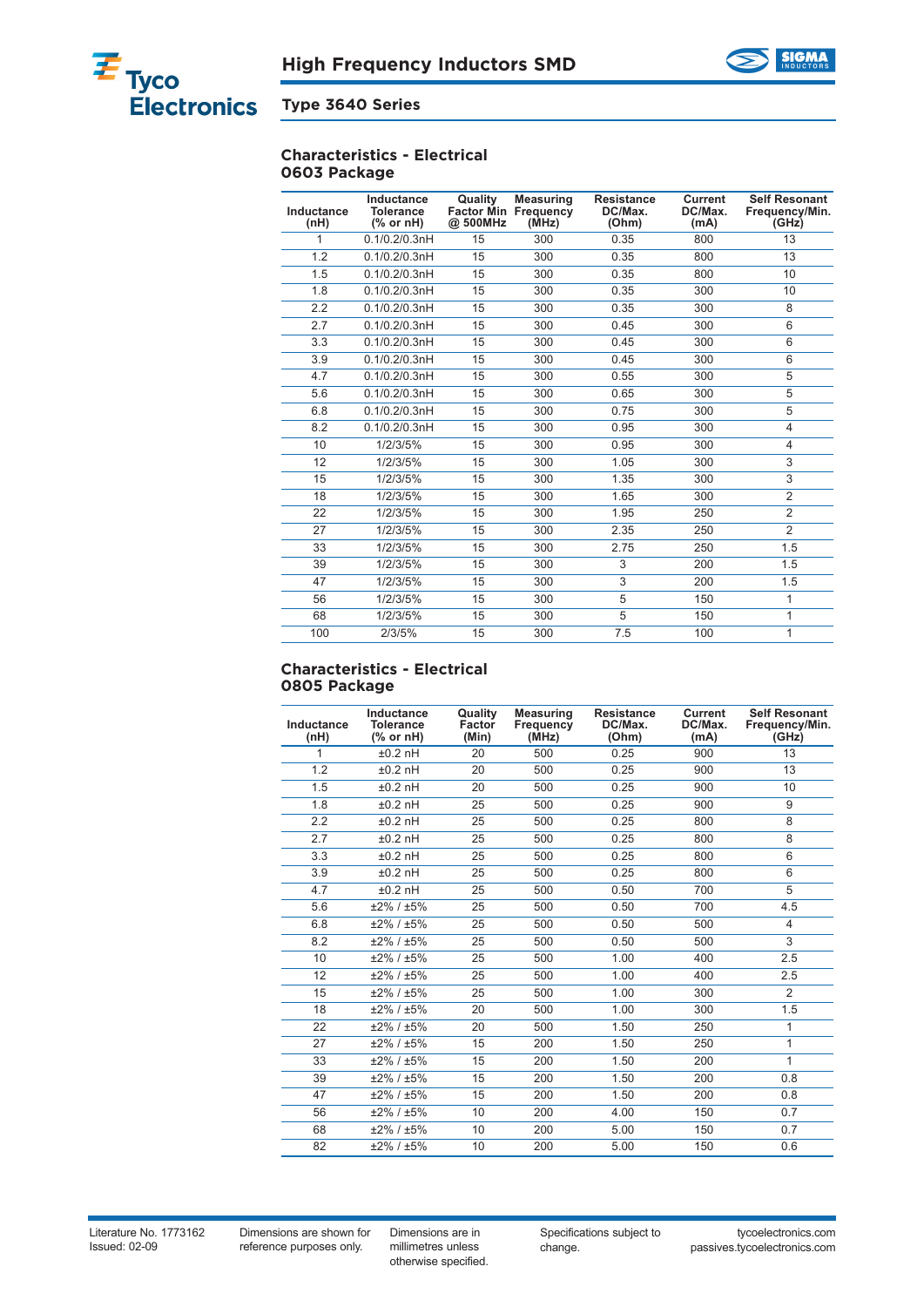## High Frequency Inductors SMD

### Type 3640 Series

### Characteristics - Electrical
### 0603 Package

| Inductance (nH) | Inductance Tolerance (% or nH) | Quality Factor Min @ 500MHz | Measuring Frequency (MHz) | Resistance DC/Max. (Ohm) | Current DC/Max. (mA) | Self Resonant Frequency/Min. (GHz) |
|---|---|---|---|---|---|---|
| 1 | 0.1/0.2/0.3nH | 15 | 300 | 0.35 | 800 | 13 |
| 1.2 | 0.1/0.2/0.3nH | 15 | 300 | 0.35 | 800 | 13 |
| 1.5 | 0.1/0.2/0.3nH | 15 | 300 | 0.35 | 800 | 10 |
| 1.8 | 0.1/0.2/0.3nH | 15 | 300 | 0.35 | 300 | 10 |
| 2.2 | 0.1/0.2/0.3nH | 15 | 300 | 0.35 | 300 | 8 |
| 2.7 | 0.1/0.2/0.3nH | 15 | 300 | 0.45 | 300 | 6 |
| 3.3 | 0.1/0.2/0.3nH | 15 | 300 | 0.45 | 300 | 6 |
| 3.9 | 0.1/0.2/0.3nH | 15 | 300 | 0.45 | 300 | 6 |
| 4.7 | 0.1/0.2/0.3nH | 15 | 300 | 0.55 | 300 | 5 |
| 5.6 | 0.1/0.2/0.3nH | 15 | 300 | 0.65 | 300 | 5 |
| 6.8 | 0.1/0.2/0.3nH | 15 | 300 | 0.75 | 300 | 5 |
| 8.2 | 0.1/0.2/0.3nH | 15 | 300 | 0.95 | 300 | 4 |
| 10 | 1/2/3/5% | 15 | 300 | 0.95 | 300 | 4 |
| 12 | 1/2/3/5% | 15 | 300 | 1.05 | 300 | 3 |
| 15 | 1/2/3/5% | 15 | 300 | 1.35 | 300 | 3 |
| 18 | 1/2/3/5% | 15 | 300 | 1.65 | 300 | 2 |
| 22 | 1/2/3/5% | 15 | 300 | 1.95 | 250 | 2 |
| 27 | 1/2/3/5% | 15 | 300 | 2.35 | 250 | 2 |
| 33 | 1/2/3/5% | 15 | 300 | 2.75 | 250 | 1.5 |
| 39 | 1/2/3/5% | 15 | 300 | 3 | 200 | 1.5 |
| 47 | 1/2/3/5% | 15 | 300 | 3 | 200 | 1.5 |
| 56 | 1/2/3/5% | 15 | 300 | 5 | 150 | 1 |
| 68 | 1/2/3/5% | 15 | 300 | 5 | 150 | 1 |
| 100 | 2/3/5% | 15 | 300 | 7.5 | 100 | 1 |

### Characteristics - Electrical
### 0805 Package

| Inductance (nH) | Inductance Tolerance (% or nH) | Quality Factor (Min) | Measuring Frequency (MHz) | Resistance DC/Max. (Ohm) | Current DC/Max. (mA) | Self Resonant Frequency/Min. (GHz) |
|---|---|---|---|---|---|---|
| 1 | ±0.2 nH | 20 | 500 | 0.25 | 900 | 13 |
| 1.2 | ±0.2 nH | 20 | 500 | 0.25 | 900 | 13 |
| 1.5 | ±0.2 nH | 20 | 500 | 0.25 | 900 | 10 |
| 1.8 | ±0.2 nH | 25 | 500 | 0.25 | 900 | 9 |
| 2.2 | ±0.2 nH | 25 | 500 | 0.25 | 800 | 8 |
| 2.7 | ±0.2 nH | 25 | 500 | 0.25 | 800 | 8 |
| 3.3 | ±0.2 nH | 25 | 500 | 0.25 | 800 | 6 |
| 3.9 | ±0.2 nH | 25 | 500 | 0.25 | 800 | 6 |
| 4.7 | ±0.2 nH | 25 | 500 | 0.50 | 700 | 5 |
| 5.6 | ±2% / ±5% | 25 | 500 | 0.50 | 700 | 4.5 |
| 6.8 | ±2% / ±5% | 25 | 500 | 0.50 | 500 | 4 |
| 8.2 | ±2% / ±5% | 25 | 500 | 0.50 | 500 | 3 |
| 10 | ±2% / ±5% | 25 | 500 | 1.00 | 400 | 2.5 |
| 12 | ±2% / ±5% | 25 | 500 | 1.00 | 400 | 2.5 |
| 15 | ±2% / ±5% | 25 | 500 | 1.00 | 300 | 2 |
| 18 | ±2% / ±5% | 20 | 500 | 1.00 | 300 | 1.5 |
| 22 | ±2% / ±5% | 20 | 500 | 1.50 | 250 | 1 |
| 27 | ±2% / ±5% | 15 | 200 | 1.50 | 250 | 1 |
| 33 | ±2% / ±5% | 15 | 200 | 1.50 | 200 | 1 |
| 39 | ±2% / ±5% | 15 | 200 | 1.50 | 200 | 0.8 |
| 47 | ±2% / ±5% | 15 | 200 | 1.50 | 200 | 0.8 |
| 56 | ±2% / ±5% | 10 | 200 | 4.00 | 150 | 0.7 |
| 68 | ±2% / ±5% | 10 | 200 | 5.00 | 150 | 0.7 |
| 82 | ±2% / ±5% | 10 | 200 | 5.00 | 150 | 0.6 |

Literature No. 1773162
Issued: 02-09

Dimensions are shown for reference purposes only.

Dimensions are in millimetres unless otherwise specified.

Specifications subject to change.

tycoelectronics.com
passives.tycoelectronics.com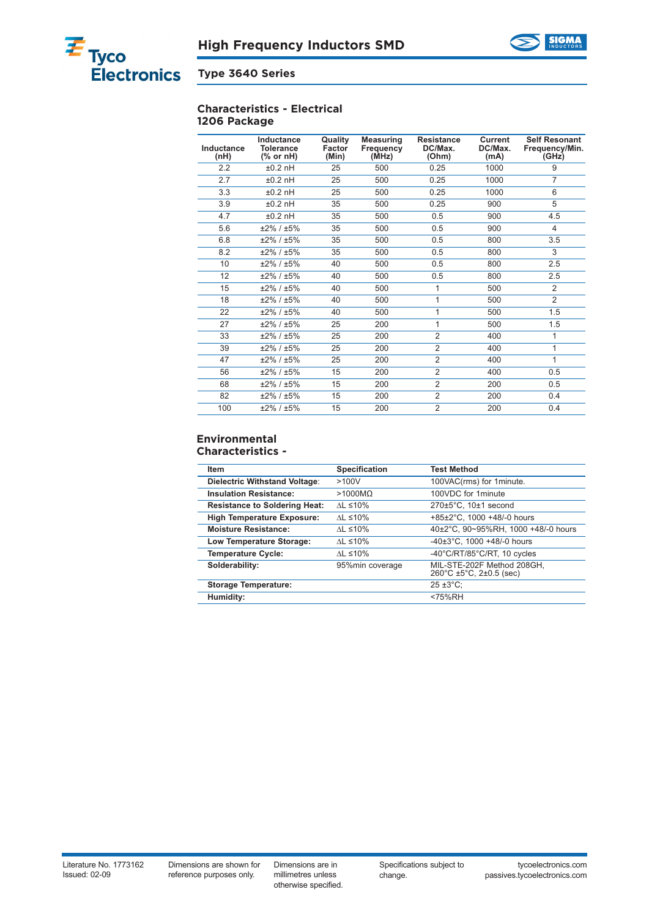# High Frequency Inductors SMD

## Type 3640 Series

### Characteristics - Electrical
### 1206 Package

| Inductance (nH) | Inductance Tolerance (% or nH) | Quality Factor (Min) | Measuring Frequency (MHz) | Resistance DC/Max. (Ohm) | Current DC/Max. (mA) | Self Resonant Frequency/Min. (GHz) |
|---|---|---|---|---|---|---|
| 2.2 | ±0.2 nH | 25 | 500 | 0.25 | 1000 | 9 |
| 2.7 | ±0.2 nH | 25 | 500 | 0.25 | 1000 | 7 |
| 3.3 | ±0.2 nH | 25 | 500 | 0.25 | 1000 | 6 |
| 3.9 | ±0.2 nH | 35 | 500 | 0.25 | 900 | 5 |
| 4.7 | ±0.2 nH | 35 | 500 | 0.5 | 900 | 4.5 |
| 5.6 | ±2% / ±5% | 35 | 500 | 0.5 | 900 | 4 |
| 6.8 | ±2% / ±5% | 35 | 500 | 0.5 | 800 | 3.5 |
| 8.2 | ±2% / ±5% | 35 | 500 | 0.5 | 800 | 3 |
| 10 | ±2% / ±5% | 40 | 500 | 0.5 | 800 | 2.5 |
| 12 | ±2% / ±5% | 40 | 500 | 0.5 | 800 | 2.5 |
| 15 | ±2% / ±5% | 40 | 500 | 1 | 500 | 2 |
| 18 | ±2% / ±5% | 40 | 500 | 1 | 500 | 2 |
| 22 | ±2% / ±5% | 40 | 500 | 1 | 500 | 1.5 |
| 27 | ±2% / ±5% | 25 | 200 | 1 | 500 | 1.5 |
| 33 | ±2% / ±5% | 25 | 200 | 2 | 400 | 1 |
| 39 | ±2% / ±5% | 25 | 200 | 2 | 400 | 1 |
| 47 | ±2% / ±5% | 25 | 200 | 2 | 400 | 1 |
| 56 | ±2% / ±5% | 15 | 200 | 2 | 400 | 0.5 |
| 68 | ±2% / ±5% | 15 | 200 | 2 | 200 | 0.5 |
| 82 | ±2% / ±5% | 15 | 200 | 2 | 200 | 0.4 |
| 100 | ±2% / ±5% | 15 | 200 | 2 | 200 | 0.4 |

### Environmental Characteristics -

| Item | Specification | Test Method |
|---|---|---|
| **Dielectric Withstand Voltage**: | >100V | 100VAC(rms) for 1minute. |
| **Insulation Resistance:** | >1000MΩ | 100VDC for 1minute |
| **Resistance to Soldering Heat:** | ΔL ≤10% | 270±5°C, 10±1 second |
| **High Temperature Exposure:** | ΔL ≤10% | +85±2°C, 1000 +48/-0 hours |
| **Moisture Resistance:** | ΔL ≤10% | 40±2°C, 90~95%RH, 1000 +48/-0 hours |
| **Low Temperature Storage:** | ΔL ≤10% | -40±3°C, 1000 +48/-0 hours |
| **Temperature Cycle:** | ΔL ≤10% | -40°C/RT/85°C/RT, 10 cycles |
| **Solderability:** | 95%min coverage | MIL-STE-202F Method 208GH, 260°C ±5°C, 2±0.5 (sec) |
| **Storage Temperature:** | | 25 ±3°C; |
| **Humidity:** | | <75%RH |

Literature No. 1773162
Issued: 02-09

Dimensions are shown for reference purposes only.

Dimensions are in millimetres unless otherwise specified.

Specifications subject to change.

tycoelectronics.com
passives.tycoelectronics.com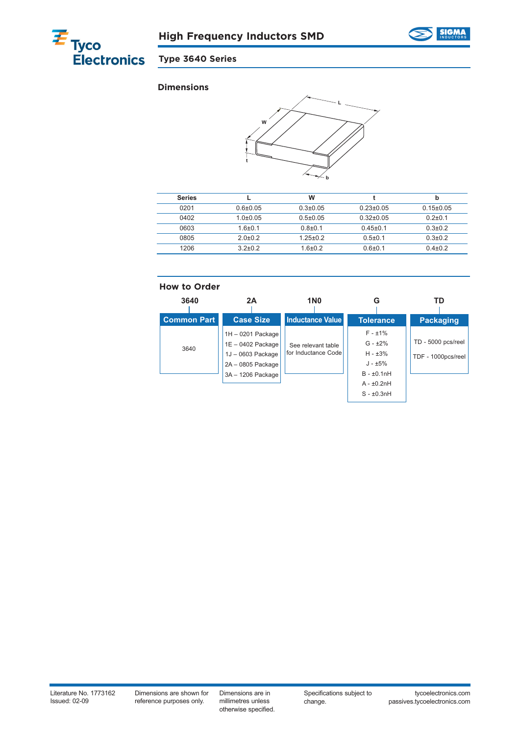# High Frequency Inductors SMD

## Type 3640 Series

### Dimensions

L
W
t
b

| Series | L | W | t | b |
|---|---|---|---|---|
| 0201 | 0.6±0.05 | 0.3±0.05 | 0.23±0.05 | 0.15±0.05 |
| 0402 | 1.0±0.05 | 0.5±0.05 | 0.32±0.05 | 0.2±0.1 |
| 0603 | 1.6±0.1 | 0.8±0.1 | 0.45±0.1 | 0.3±0.2 |
| 0805 | 2.0±0.2 | 1.25±0.2 | 0.5±0.1 | 0.3±0.2 |
| 1206 | 3.2±0.2 | 1.6±0.2 | 0.6±0.1 | 0.4±0.2 |

### How to Order

| 3640 | 2A | 1N0 | G | TD |
|---|---|---|---|---|
| **Common Part** | **Case Size** | **Inductance Value** | **Tolerance** | **Packaging** |
| 3640 | 1H – 0201 Package<br>1E – 0402 Package<br>1J – 0603 Package<br>2A – 0805 Package<br>3A – 1206 Package | See relevant table for Inductance Code | F - ±1%<br>G - ±2%<br>H - ±3%<br>J - ±5%<br>B - ±0.1nH<br>A - ±0.2nH<br>S - ±0.3nH | TD - 5000 pcs/reel<br>TDF - 1000pcs/reel |

Literature No. 1773162
Issued: 02-09

Dimensions are shown for reference purposes only.

Dimensions are in millimetres unless otherwise specified.

Specifications subject to change.

tycoelectronics.com
passives.tycoelectronics.com